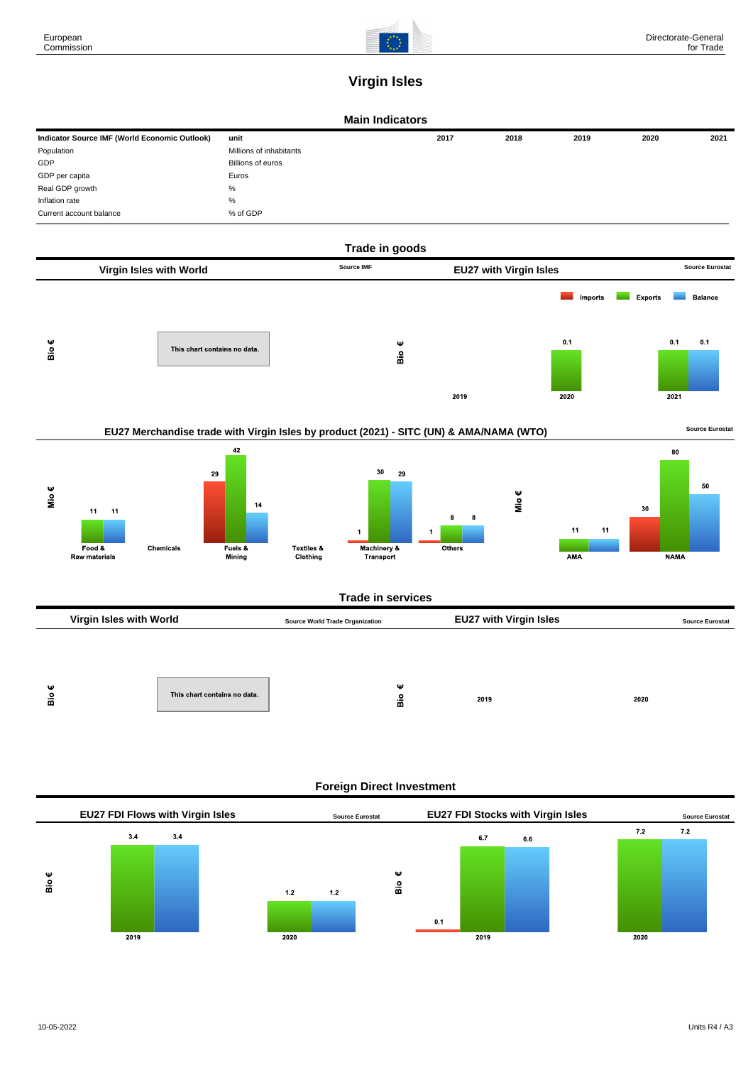# Virgin Isles

## Main Indicators

| Indicator Source IMF (World Economic Outlook) | unit | 2017 | 2018 | 2019 | 2020 | 2021 |
|---|---|---|---|---|---|---|
| Population | Millions of inhabitants | | | | | |
| GDP | Billions of euros | | | | | |
| GDP per capita | Euros | | | | | |
| Real GDP growth | % | | | | | |
| Inflation rate | % | | | | | |
| Current account balance | % of GDP | | | | | |

## Trade in goods

### Virgin Isles with World

Source IMF

Bio €

This chart contains no data.

### EU27 with Virgin Isles

Source Eurostat

Imports | Exports | Balance

Bio €

| | 2019 | 2020 | 2021 |
|---|---|---|---|
| Imports | | | |
| Exports | | 0.1 | 0.1 |
| Balance | | | 0.1 |

### EU27 Merchandise trade with Virgin Isles by product (2021) - SITC (UN) & AMA/NAMA (WTO)

Source Eurostat

Mio €

| | Imports | Exports | Balance |
|---|---|---|---|
| Food & Raw materials | | 11 | 11 |
| Chemicals | | | |
| Fuels & Mining | 29 | 42 | 14 |
| Textiles & Clothing | | | |
| Machinery & Transport | 1 | 30 | 29 |
| Others | 1 | 8 | 8 |
| AMA | | 11 | 11 |
| NAMA | 30 | 80 | 50 |

## Trade in services

### Virgin Isles with World

Source World Trade Organization

Bio €

This chart contains no data.

### EU27 with Virgin Isles

Source Eurostat

Bio €

2019 | 2020

## Foreign Direct Investment

### EU27 FDI Flows with Virgin Isles

Source Eurostat

Bio €

| | 2019 | 2020 |
|---|---|---|
| Outward | 3.4 | 1.2 |
| Balance | 3.4 | 1.2 |

### EU27 FDI Stocks with Virgin Isles

Source Eurostat

Bio €

| | 2019 | 2020 |
|---|---|---|
| Inward | 0.1 | |
| Outward | 6.7 | 7.2 |
| Balance | 6.6 | 7.2 |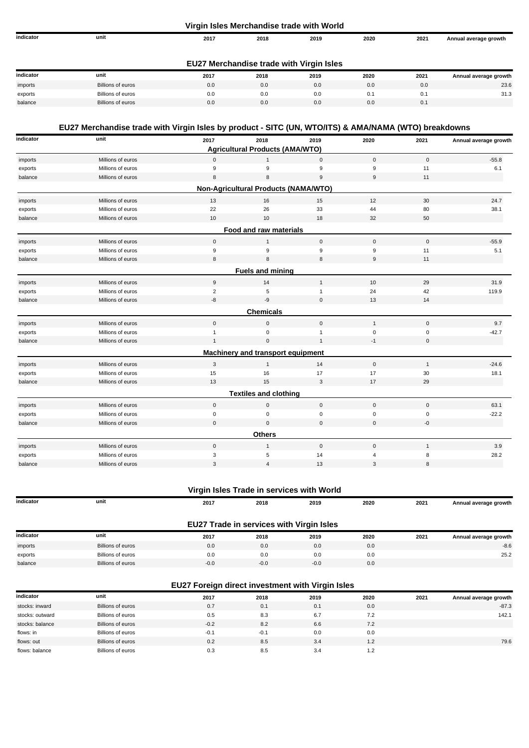## Virgin Isles Merchandise trade with World

| indicator | unit | 2017 | 2018 | 2019 | 2020 | 2021 | Annual average growth |
|---|---|---|---|---|---|---|---|

## EU27 Merchandise trade with Virgin Isles

| indicator | unit | 2017 | 2018 | 2019 | 2020 | 2021 | Annual average growth |
|---|---|---|---|---|---|---|---|
| imports | Billions of euros | 0.0 | 0.0 | 0.0 | 0.0 | 0.0 | 23.6 |
| exports | Billions of euros | 0.0 | 0.0 | 0.0 | 0.1 | 0.1 | 31.3 |
| balance | Billions of euros | 0.0 | 0.0 | 0.0 | 0.0 | 0.1 | |

## EU27 Merchandise trade with Virgin Isles by product - SITC (UN, WTO/ITS) & AMA/NAMA (WTO) breakdowns

| indicator | unit | 2017 | 2018 | 2019 | 2020 | 2021 | Annual average growth |
|---|---|---|---|---|---|---|---|
| **Agricultural Products (AMA/WTO)** | | | | | | | |
| imports | Millions of euros | 0 | 1 | 0 | 0 | 0 | -55.8 |
| exports | Millions of euros | 9 | 9 | 9 | 9 | 11 | 6.1 |
| balance | Millions of euros | 8 | 8 | 9 | 9 | 11 | |
| **Non-Agricultural Products (NAMA/WTO)** | | | | | | | |
| imports | Millions of euros | 13 | 16 | 15 | 12 | 30 | 24.7 |
| exports | Millions of euros | 22 | 26 | 33 | 44 | 80 | 38.1 |
| balance | Millions of euros | 10 | 10 | 18 | 32 | 50 | |
| **Food and raw materials** | | | | | | | |
| imports | Millions of euros | 0 | 1 | 0 | 0 | 0 | -55.9 |
| exports | Millions of euros | 9 | 9 | 9 | 9 | 11 | 5.1 |
| balance | Millions of euros | 8 | 8 | 8 | 9 | 11 | |
| **Fuels and mining** | | | | | | | |
| imports | Millions of euros | 9 | 14 | 1 | 10 | 29 | 31.9 |
| exports | Millions of euros | 2 | 5 | 1 | 24 | 42 | 119.9 |
| balance | Millions of euros | -8 | -9 | 0 | 13 | 14 | |
| **Chemicals** | | | | | | | |
| imports | Millions of euros | 0 | 0 | 0 | 1 | 0 | 9.7 |
| exports | Millions of euros | 1 | 0 | 1 | 0 | 0 | -42.7 |
| balance | Millions of euros | 1 | 0 | 1 | -1 | 0 | |
| **Machinery and transport equipment** | | | | | | | |
| imports | Millions of euros | 3 | 1 | 14 | 0 | 1 | -24.6 |
| exports | Millions of euros | 15 | 16 | 17 | 17 | 30 | 18.1 |
| balance | Millions of euros | 13 | 15 | 3 | 17 | 29 | |
| **Textiles and clothing** | | | | | | | |
| imports | Millions of euros | 0 | 0 | 0 | 0 | 0 | 63.1 |
| exports | Millions of euros | 0 | 0 | 0 | 0 | 0 | -22.2 |
| balance | Millions of euros | 0 | 0 | 0 | 0 | -0 | |
| **Others** | | | | | | | |
| imports | Millions of euros | 0 | 1 | 0 | 0 | 1 | 3.9 |
| exports | Millions of euros | 3 | 5 | 14 | 4 | 8 | 28.2 |
| balance | Millions of euros | 3 | 4 | 13 | 3 | 8 | |

## Virgin Isles Trade in services with World

| indicator | unit | 2017 | 2018 | 2019 | 2020 | 2021 | Annual average growth |
|---|---|---|---|---|---|---|---|

## EU27 Trade in services with Virgin Isles

| indicator | unit | 2017 | 2018 | 2019 | 2020 | 2021 | Annual average growth |
|---|---|---|---|---|---|---|---|
| imports | Billions of euros | 0.0 | 0.0 | 0.0 | 0.0 | | -8.6 |
| exports | Billions of euros | 0.0 | 0.0 | 0.0 | 0.0 | | 25.2 |
| balance | Billions of euros | -0.0 | -0.0 | -0.0 | 0.0 | | |

## EU27 Foreign direct investment with Virgin Isles

| indicator | unit | 2017 | 2018 | 2019 | 2020 | 2021 | Annual average growth |
|---|---|---|---|---|---|---|---|
| stocks: inward | Billions of euros | 0.7 | 0.1 | 0.1 | 0.0 | | -87.3 |
| stocks: outward | Billions of euros | 0.5 | 8.3 | 6.7 | 7.2 | | 142.1 |
| stocks: balance | Billions of euros | -0.2 | 8.2 | 6.6 | 7.2 | | |
| flows: in | Billions of euros | -0.1 | -0.1 | 0.0 | 0.0 | | |
| flows: out | Billions of euros | 0.2 | 8.5 | 3.4 | 1.2 | | 79.6 |
| flows: balance | Billions of euros | 0.3 | 8.5 | 3.4 | 1.2 | | |